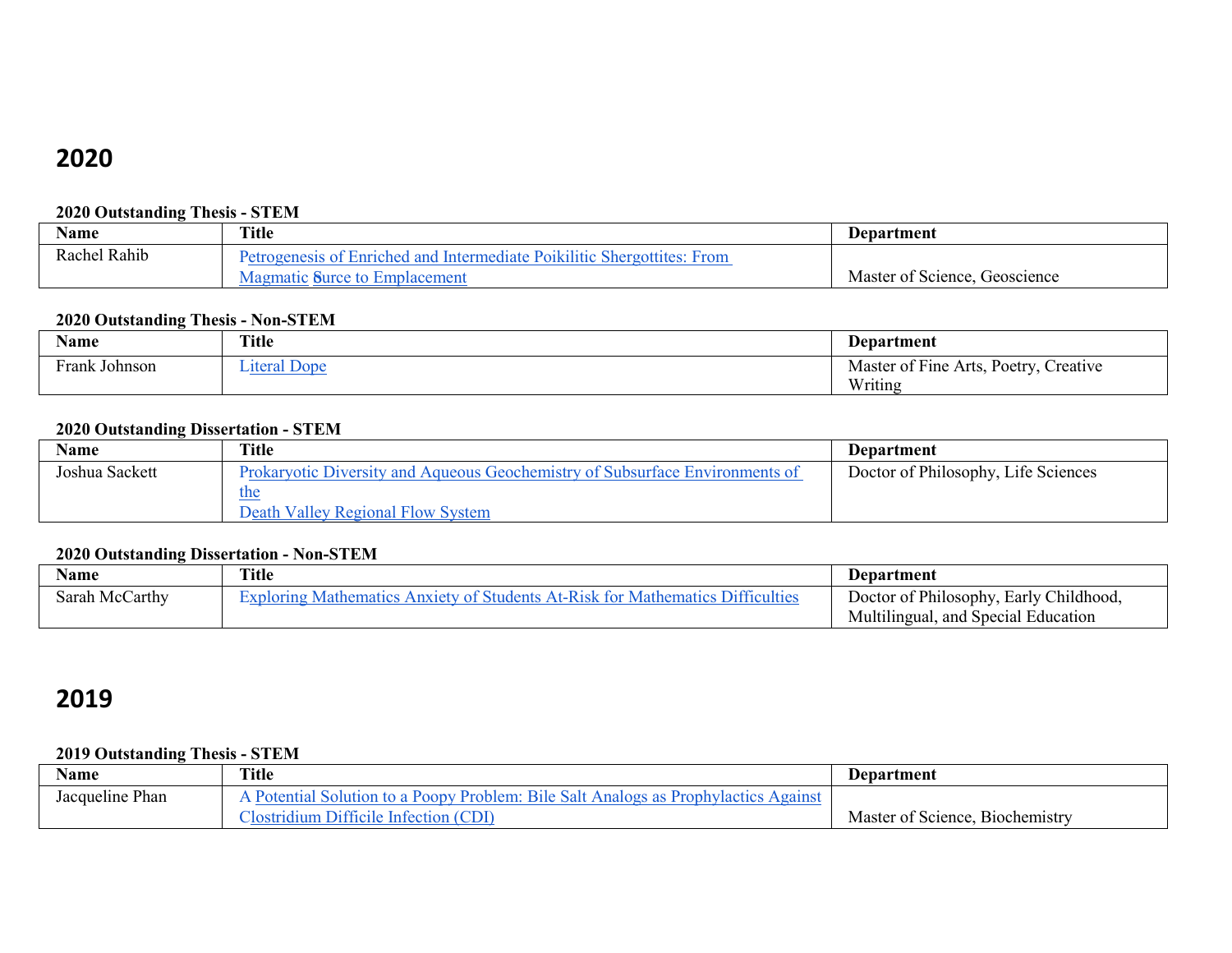# 2020

**2020 Outstanding Thesis - STEM**

| Name | Title | Department |
|---|---|---|
| Rachel Rahib | Petrogenesis of Enriched and Intermediate Poikilitic Shergottites: From Magmatic Source to Emplacement | Master of Science, Geoscience |

**2020 Outstanding Thesis - Non-STEM**

| Name | Title | Department |
|---|---|---|
| Frank Johnson | Literal Dope | Master of Fine Arts, Poetry, Creative Writing |

**2020 Outstanding Dissertation - STEM**

| Name | Title | Department |
|---|---|---|
| Joshua Sackett | Prokaryotic Diversity and Aqueous Geochemistry of Subsurface Environments of the Death Valley Regional Flow System | Doctor of Philosophy, Life Sciences |

**2020 Outstanding Dissertation - Non-STEM**

| Name | Title | Department |
|---|---|---|
| Sarah McCarthy | Exploring Mathematics Anxiety of Students At-Risk for Mathematics Difficulties | Doctor of Philosophy, Early Childhood, Multilingual, and Special Education |

# 2019

**2019 Outstanding Thesis - STEM**

| Name | Title | Department |
|---|---|---|
| Jacqueline Phan | A Potential Solution to a Poopy Problem: Bile Salt Analogs as Prophylactics Against Clostridium Difficile Infection (CDI) | Master of Science, Biochemistry |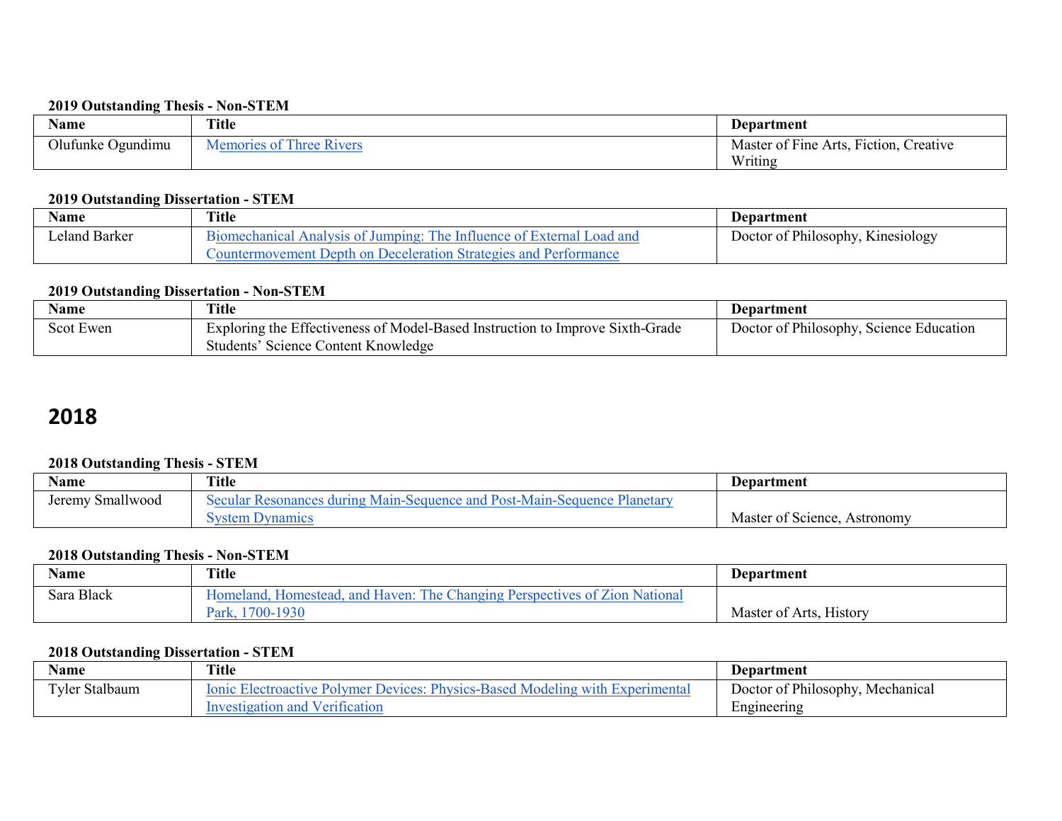**2019 Outstanding Thesis - Non-STEM**

| Name | Title | Department |
|---|---|---|
| Olufunke Ogundimu | Memories of Three Rivers | Master of Fine Arts, Fiction, Creative Writing |

**2019 Outstanding Dissertation - STEM**

| Name | Title | Department |
|---|---|---|
| Leland Barker | Biomechanical Analysis of Jumping: The Influence of External Load and Countermovement Depth on Deceleration Strategies and Performance | Doctor of Philosophy, Kinesiology |

**2019 Outstanding Dissertation - Non-STEM**

| Name | Title | Department |
|---|---|---|
| Scot Ewen | Exploring the Effectiveness of Model-Based Instruction to Improve Sixth-Grade Students' Science Content Knowledge | Doctor of Philosophy, Science Education |

# 2018

**2018 Outstanding Thesis - STEM**

| Name | Title | Department |
|---|---|---|
| Jeremy Smallwood | Secular Resonances during Main-Sequence and Post-Main-Sequence Planetary System Dynamics | Master of Science, Astronomy |

**2018 Outstanding Thesis - Non-STEM**

| Name | Title | Department |
|---|---|---|
| Sara Black | Homeland, Homestead, and Haven: The Changing Perspectives of Zion National Park, 1700-1930 | Master of Arts, History |

**2018 Outstanding Dissertation - STEM**

| Name | Title | Department |
|---|---|---|
| Tyler Stalbaum | Ionic Electroactive Polymer Devices: Physics-Based Modeling with Experimental Investigation and Verification | Doctor of Philosophy, Mechanical Engineering |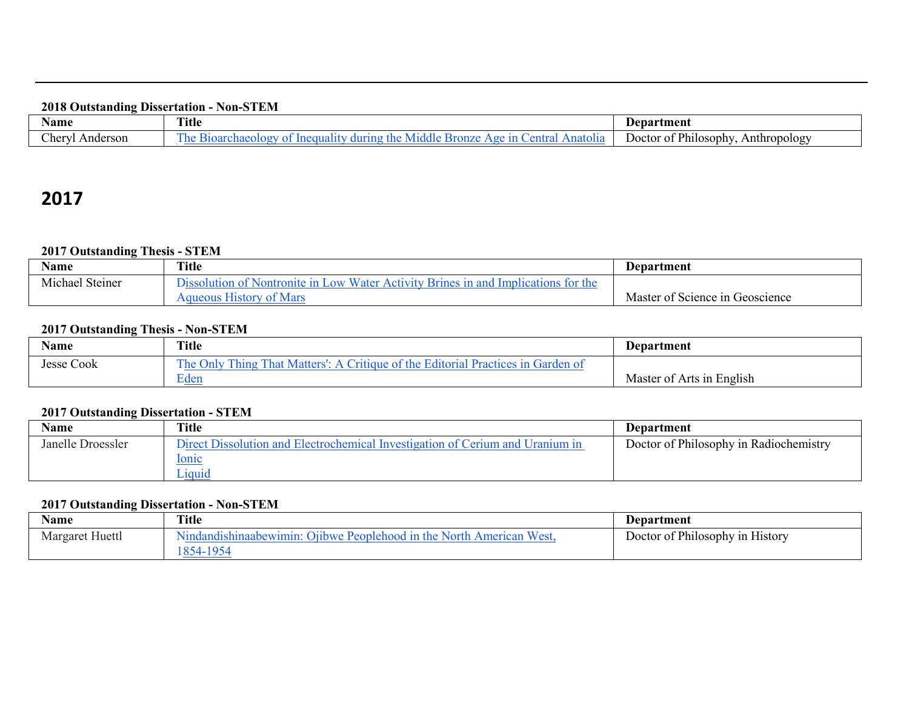**2018 Outstanding Dissertation - Non-STEM**

| Name | Title | Department |
|---|---|---|
| Cheryl Anderson | The Bioarchaeology of Inequality during the Middle Bronze Age in Central Anatolia | Doctor of Philosophy, Anthropology |

## 2017

**2017 Outstanding Thesis - STEM**

| Name | Title | Department |
|---|---|---|
| Michael Steiner | Dissolution of Nontronite in Low Water Activity Brines in and Implications for the Aqueous History of Mars | Master of Science in Geoscience |

**2017 Outstanding Thesis - Non-STEM**

| Name | Title | Department |
|---|---|---|
| Jesse Cook | The Only Thing That Matters': A Critique of the Editorial Practices in Garden of Eden | Master of Arts in English |

**2017 Outstanding Dissertation - STEM**

| Name | Title | Department |
|---|---|---|
| Janelle Droessler | Direct Dissolution and Electrochemical Investigation of Cerium and Uranium in Ionic Liquid | Doctor of Philosophy in Radiochemistry |

**2017 Outstanding Dissertation - Non-STEM**

| Name | Title | Department |
|---|---|---|
| Margaret Huettl | Nindandishinaabewimin: Ojibwe Peoplehood in the North American West, 1854-1954 | Doctor of Philosophy in History |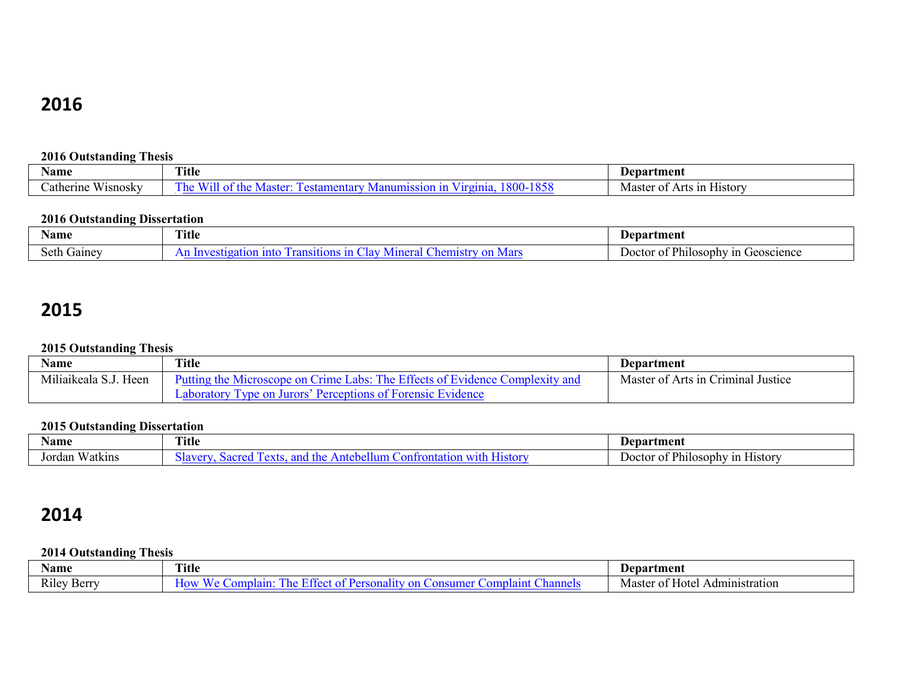# 2016

### 2016 Outstanding Thesis

| Name | Title | Department |
|---|---|---|
| Catherine Wisnosky | The Will of the Master: Testamentary Manumission in Virginia, 1800-1858 | Master of Arts in History |

### 2016 Outstanding Dissertation

| Name | Title | Department |
|---|---|---|
| Seth Gainey | An Investigation into Transitions in Clay Mineral Chemistry on Mars | Doctor of Philosophy in Geoscience |

# 2015

### 2015 Outstanding Thesis

| Name | Title | Department |
|---|---|---|
| Miliaikeala S.J. Heen | Putting the Microscope on Crime Labs: The Effects of Evidence Complexity and Laboratory Type on Jurors' Perceptions of Forensic Evidence | Master of Arts in Criminal Justice |

### 2015 Outstanding Dissertation

| Name | Title | Department |
|---|---|---|
| Jordan Watkins | Slavery, Sacred Texts, and the Antebellum Confrontation with History | Doctor of Philosophy in History |

# 2014

### 2014 Outstanding Thesis

| Name | Title | Department |
|---|---|---|
| Riley Berry | How We Complain: The Effect of Personality on Consumer Complaint Channels | Master of Hotel Administration |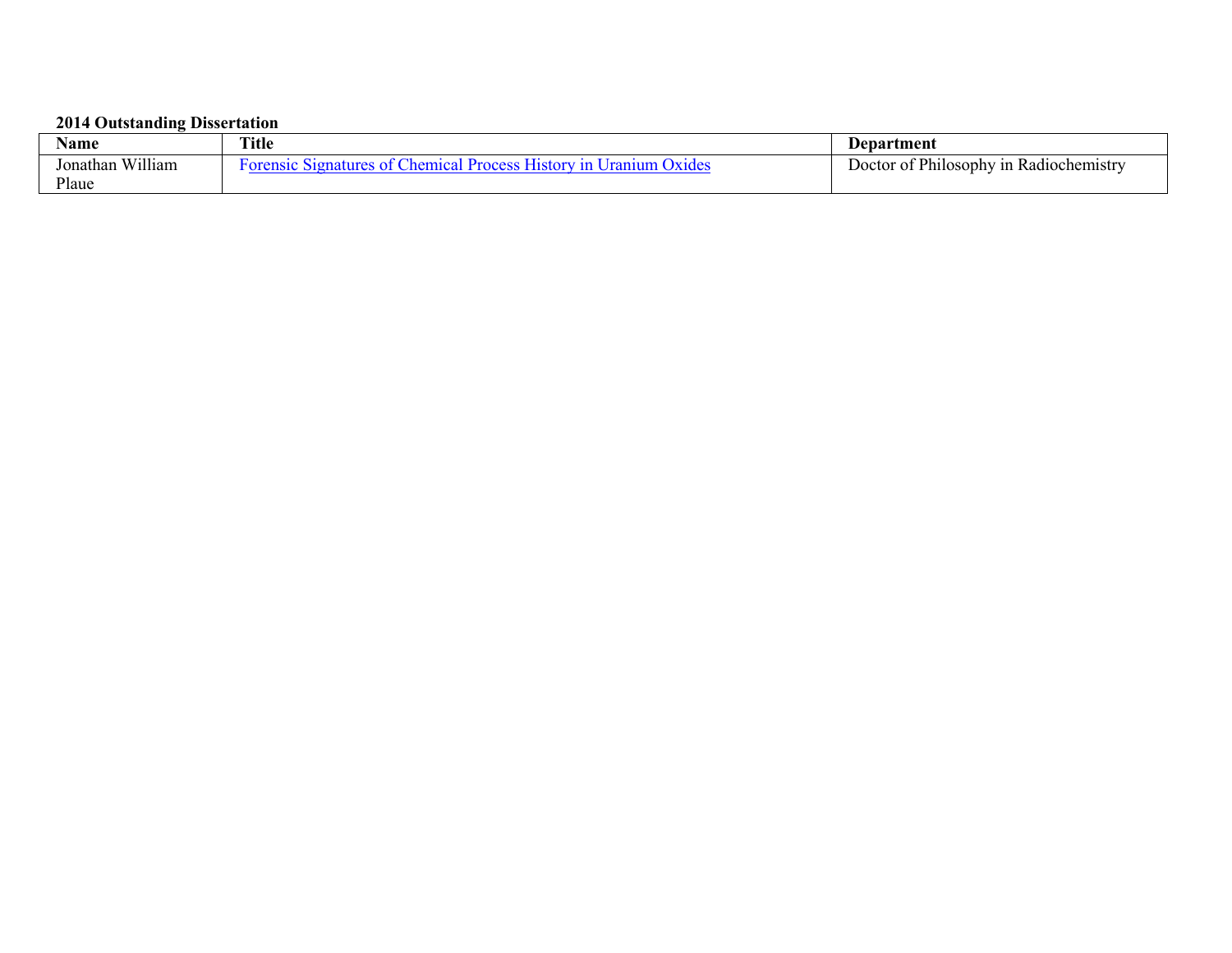**2014 Outstanding Dissertation**

| Name | Title | Department |
|---|---|---|
| Jonathan William Plaue | Forensic Signatures of Chemical Process History in Uranium Oxides | Doctor of Philosophy in Radiochemistry |